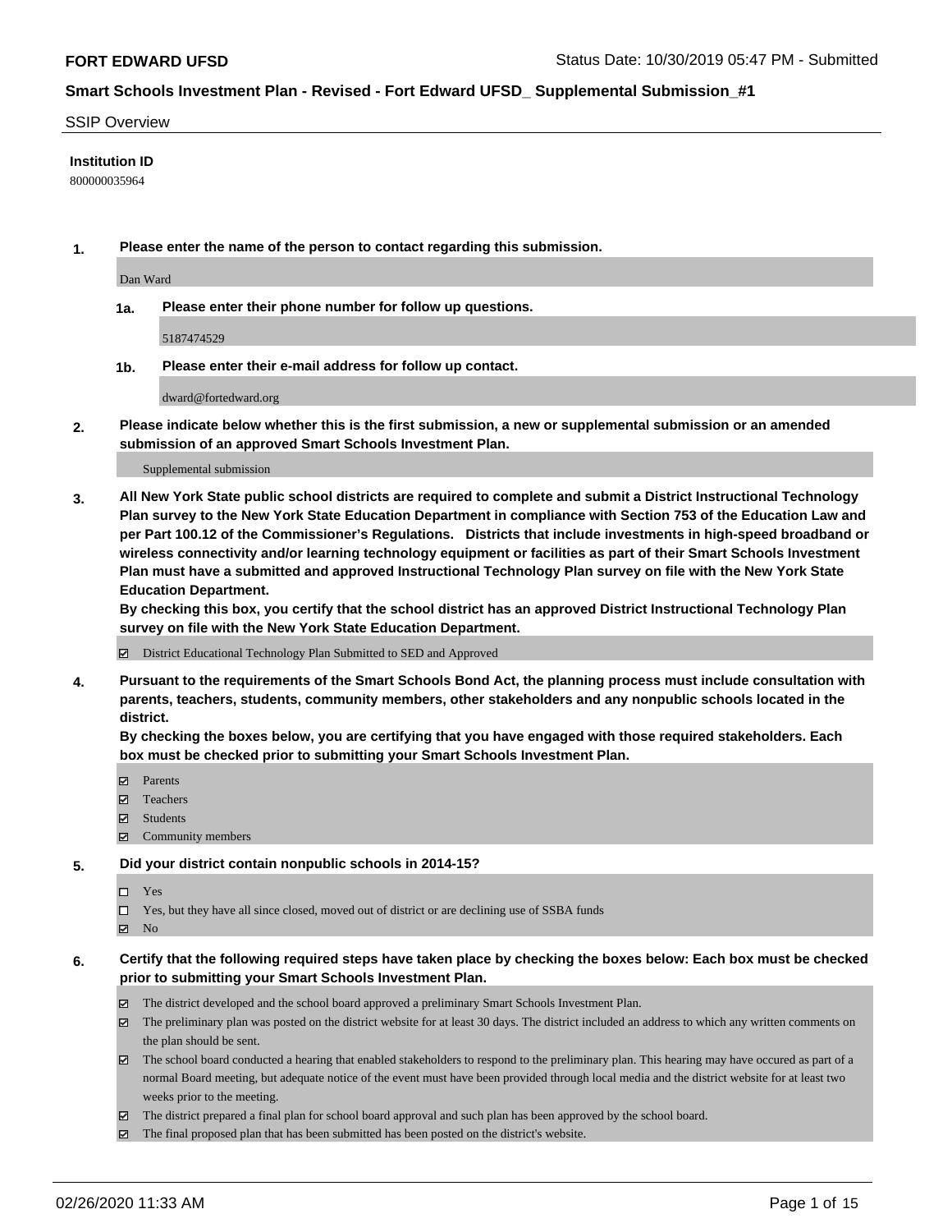**FORT EDWARD UFSD** Status Date: 10/30/2019 05:47 PM - Submitted

## Smart Schools Investment Plan - Revised - Fort Edward UFSD_ Supplemental Submission_#1

SSIP Overview

**Institution ID**

800000035964

**1. Please enter the name of the person to contact regarding this submission.**

Dan Ward

**1a. Please enter their phone number for follow up questions.**

5187474529

**1b. Please enter their e-mail address for follow up contact.**

dward@fortedward.org

**2. Please indicate below whether this is the first submission, a new or supplemental submission or an amended submission of an approved Smart Schools Investment Plan.**

Supplemental submission

**3. All New York State public school districts are required to complete and submit a District Instructional Technology Plan survey to the New York State Education Department in compliance with Section 753 of the Education Law and per Part 100.12 of the Commissioner's Regulations. Districts that include investments in high-speed broadband or wireless connectivity and/or learning technology equipment or facilities as part of their Smart Schools Investment Plan must have a submitted and approved Instructional Technology Plan survey on file with the New York State Education Department.**

**By checking this box, you certify that the school district has an approved District Instructional Technology Plan survey on file with the New York State Education Department.**

- ☑ District Educational Technology Plan Submitted to SED and Approved

**4. Pursuant to the requirements of the Smart Schools Bond Act, the planning process must include consultation with parents, teachers, students, community members, other stakeholders and any nonpublic schools located in the district.**

**By checking the boxes below, you are certifying that you have engaged with those required stakeholders. Each box must be checked prior to submitting your Smart Schools Investment Plan.**

- ☑ Parents
- ☑ Teachers
- ☑ Students
- ☑ Community members

**5. Did your district contain nonpublic schools in 2014-15?**

- ☐ Yes
- ☐ Yes, but they have all since closed, moved out of district or are declining use of SSBA funds
- ☑ No

**6. Certify that the following required steps have taken place by checking the boxes below: Each box must be checked prior to submitting your Smart Schools Investment Plan.**

- ☑ The district developed and the school board approved a preliminary Smart Schools Investment Plan.
- ☑ The preliminary plan was posted on the district website for at least 30 days. The district included an address to which any written comments on the plan should be sent.
- ☑ The school board conducted a hearing that enabled stakeholders to respond to the preliminary plan. This hearing may have occured as part of a normal Board meeting, but adequate notice of the event must have been provided through local media and the district website for at least two weeks prior to the meeting.
- ☑ The district prepared a final plan for school board approval and such plan has been approved by the school board.
- ☑ The final proposed plan that has been submitted has been posted on the district's website.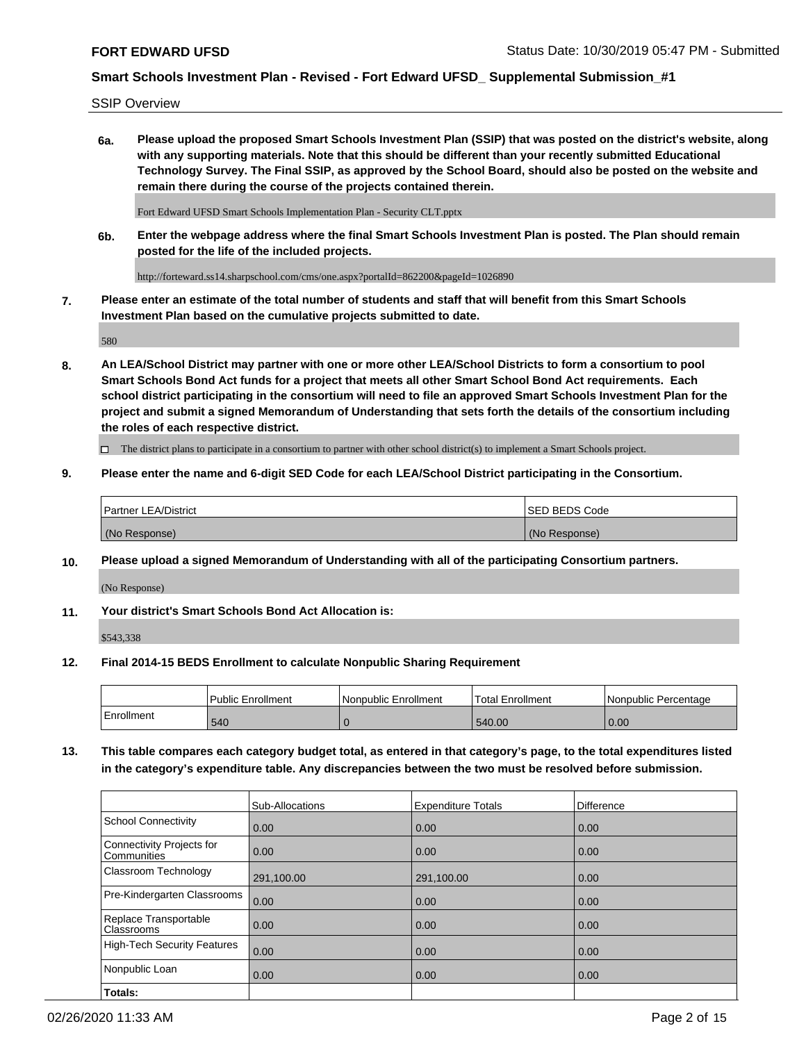**FORT EDWARD UFSD**

Status Date: 10/30/2019 05:47 PM - Submitted

**Smart Schools Investment Plan - Revised - Fort Edward UFSD_ Supplemental Submission_#1**

SSIP Overview

**6a. Please upload the proposed Smart Schools Investment Plan (SSIP) that was posted on the district's website, along with any supporting materials. Note that this should be different than your recently submitted Educational Technology Survey. The Final SSIP, as approved by the School Board, should also be posted on the website and remain there during the course of the projects contained therein.**

Fort Edward UFSD Smart Schools Implementation Plan - Security CLT.pptx

**6b. Enter the webpage address where the final Smart Schools Investment Plan is posted. The Plan should remain posted for the life of the included projects.**

http://forteward.ss14.sharpschool.com/cms/one.aspx?portalId=862200&pageId=1026890

**7. Please enter an estimate of the total number of students and staff that will benefit from this Smart Schools Investment Plan based on the cumulative projects submitted to date.**

580

**8. An LEA/School District may partner with one or more other LEA/School Districts to form a consortium to pool Smart Schools Bond Act funds for a project that meets all other Smart School Bond Act requirements. Each school district participating in the consortium will need to file an approved Smart Schools Investment Plan for the project and submit a signed Memorandum of Understanding that sets forth the details of the consortium including the roles of each respective district.**

☐ The district plans to participate in a consortium to partner with other school district(s) to implement a Smart Schools project.

**9. Please enter the name and 6-digit SED Code for each LEA/School District participating in the Consortium.**

| Partner LEA/District | SED BEDS Code |
| --- | --- |
| (No Response) | (No Response) |

**10. Please upload a signed Memorandum of Understanding with all of the participating Consortium partners.**

(No Response)

**11. Your district's Smart Schools Bond Act Allocation is:**

$543,338

**12. Final 2014-15 BEDS Enrollment to calculate Nonpublic Sharing Requirement**

| | Public Enrollment | Nonpublic Enrollment | Total Enrollment | Nonpublic Percentage |
| --- | --- | --- | --- | --- |
| Enrollment | 540 | 0 | 540.00 | 0.00 |

**13. This table compares each category budget total, as entered in that category's page, to the total expenditures listed in the category's expenditure table. Any discrepancies between the two must be resolved before submission.**

| | Sub-Allocations | Expenditure Totals | Difference |
| --- | --- | --- | --- |
| School Connectivity | 0.00 | 0.00 | 0.00 |
| Connectivity Projects for Communities | 0.00 | 0.00 | 0.00 |
| Classroom Technology | 291,100.00 | 291,100.00 | 0.00 |
| Pre-Kindergarten Classrooms | 0.00 | 0.00 | 0.00 |
| Replace Transportable Classrooms | 0.00 | 0.00 | 0.00 |
| High-Tech Security Features | 0.00 | 0.00 | 0.00 |
| Nonpublic Loan | 0.00 | 0.00 | 0.00 |
| **Totals:** | | | |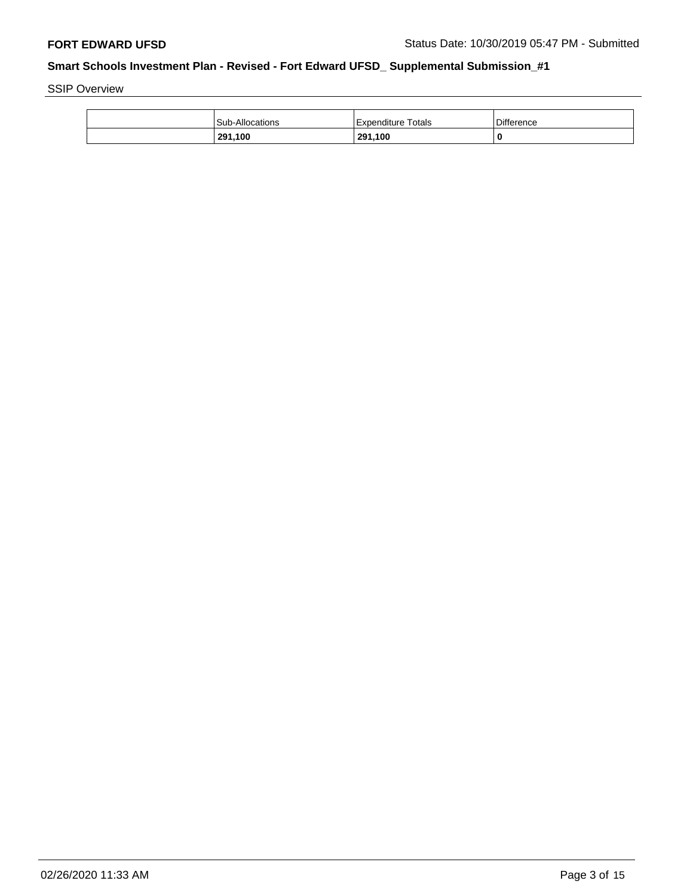SSIP Overview

| | Sub-Allocations | Expenditure Totals | Difference |
|---|---|---|---|
| | **291,100** | **291,100** | **0** |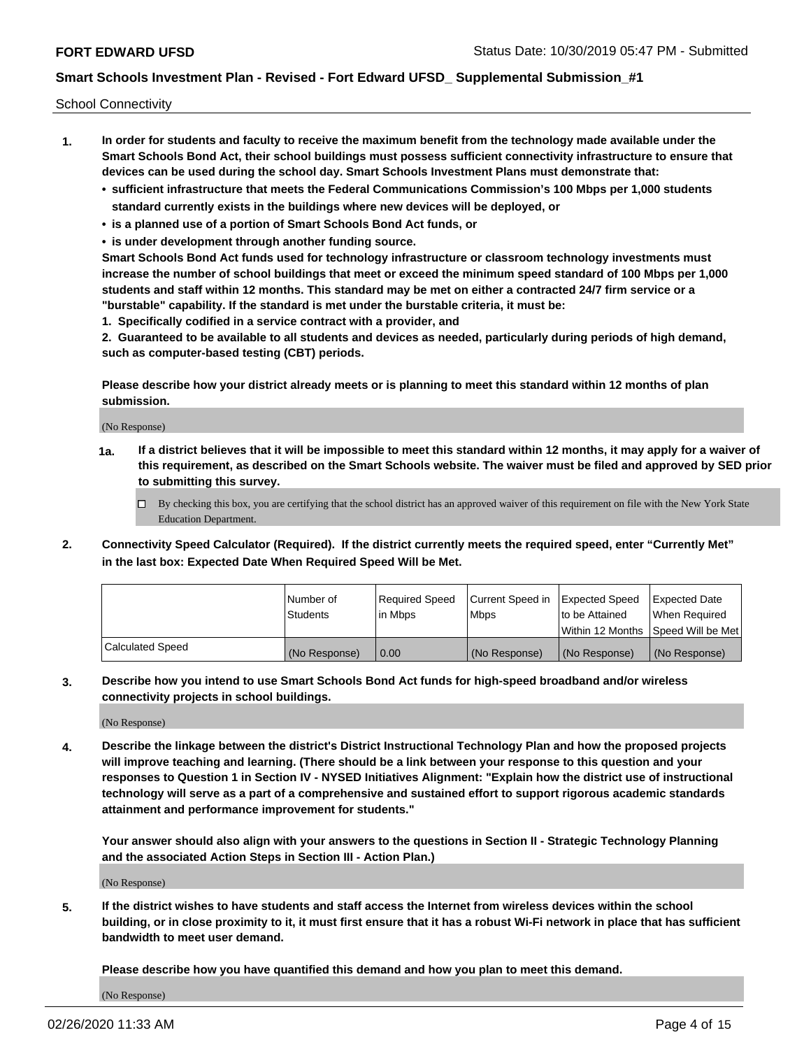School Connectivity

1. **In order for students and faculty to receive the maximum benefit from the technology made available under the Smart Schools Bond Act, their school buildings must possess sufficient connectivity infrastructure to ensure that devices can be used during the school day. Smart Schools Investment Plans must demonstrate that:**
   - **sufficient infrastructure that meets the Federal Communications Commission's 100 Mbps per 1,000 students standard currently exists in the buildings where new devices will be deployed, or**
   - **is a planned use of a portion of Smart Schools Bond Act funds, or**
   - **is under development through another funding source.**

   **Smart Schools Bond Act funds used for technology infrastructure or classroom technology investments must increase the number of school buildings that meet or exceed the minimum speed standard of 100 Mbps per 1,000 students and staff within 12 months. This standard may be met on either a contracted 24/7 firm service or a "burstable" capability. If the standard is met under the burstable criteria, it must be:**

   **1. Specifically codified in a service contract with a provider, and**

   **2. Guaranteed to be available to all students and devices as needed, particularly during periods of high demand, such as computer-based testing (CBT) periods.**

   **Please describe how your district already meets or is planning to meet this standard within 12 months of plan submission.**

   (No Response)

   **1a. If a district believes that it will be impossible to meet this standard within 12 months, it may apply for a waiver of this requirement, as described on the Smart Schools website. The waiver must be filed and approved by SED prior to submitting this survey.**

   ☐ By checking this box, you are certifying that the school district has an approved waiver of this requirement on file with the New York State Education Department.

2. **Connectivity Speed Calculator (Required). If the district currently meets the required speed, enter "Currently Met" in the last box: Expected Date When Required Speed Will be Met.**

|  | Number of Students | Required Speed in Mbps | Current Speed in Mbps | Expected Speed to be Attained Within 12 Months | Expected Date When Required Speed Will be Met |
|---|---|---|---|---|---|
| Calculated Speed | (No Response) | 0.00 | (No Response) | (No Response) | (No Response) |

3. **Describe how you intend to use Smart Schools Bond Act funds for high-speed broadband and/or wireless connectivity projects in school buildings.**

   (No Response)

4. **Describe the linkage between the district's District Instructional Technology Plan and how the proposed projects will improve teaching and learning. (There should be a link between your response to this question and your responses to Question 1 in Section IV - NYSED Initiatives Alignment: "Explain how the district use of instructional technology will serve as a part of a comprehensive and sustained effort to support rigorous academic standards attainment and performance improvement for students."**

   **Your answer should also align with your answers to the questions in Section II - Strategic Technology Planning and the associated Action Steps in Section III - Action Plan.)**

   (No Response)

5. **If the district wishes to have students and staff access the Internet from wireless devices within the school building, or in close proximity to it, it must first ensure that it has a robust Wi-Fi network in place that has sufficient bandwidth to meet user demand.**

   **Please describe how you have quantified this demand and how you plan to meet this demand.**

   (No Response)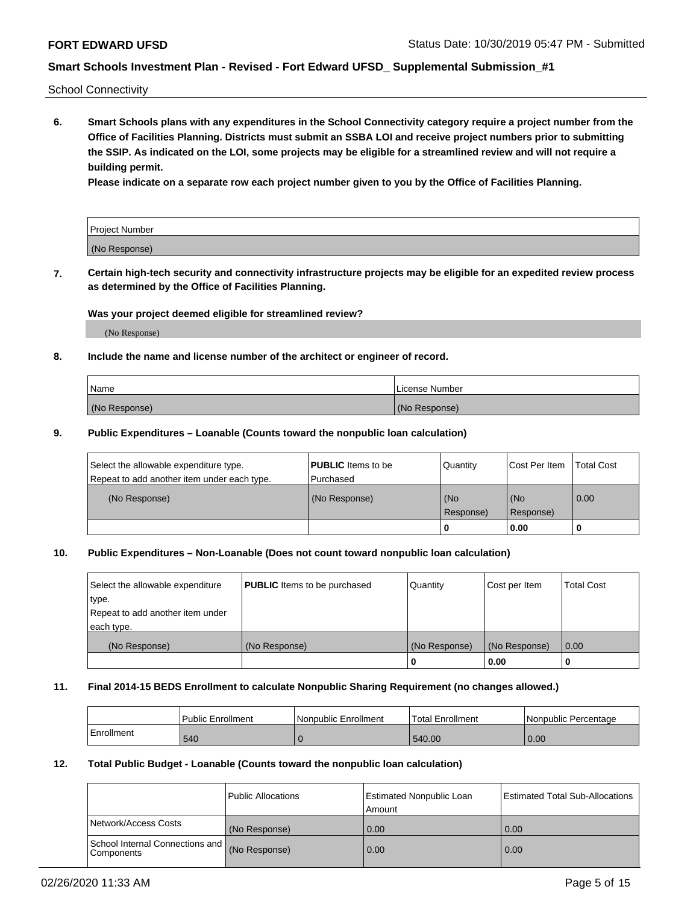School Connectivity

**6. Smart Schools plans with any expenditures in the School Connectivity category require a project number from the Office of Facilities Planning. Districts must submit an SSBA LOI and receive project numbers prior to submitting the SSIP. As indicated on the LOI, some projects may be eligible for a streamlined review and will not require a building permit.**

**Please indicate on a separate row each project number given to you by the Office of Facilities Planning.**

| Project Number |
|---|
| (No Response) |

**7. Certain high-tech security and connectivity infrastructure projects may be eligible for an expedited review process as determined by the Office of Facilities Planning.**

**Was your project deemed eligible for streamlined review?**

(No Response)

**8. Include the name and license number of the architect or engineer of record.**

| Name | License Number |
|---|---|
| (No Response) | (No Response) |

**9. Public Expenditures – Loanable (Counts toward the nonpublic loan calculation)**

| Select the allowable expenditure type. Repeat to add another item under each type. | **PUBLIC** Items to be Purchased | Quantity | Cost Per Item | Total Cost |
|---|---|---|---|---|
| (No Response) | (No Response) | (No Response) | (No Response) | 0.00 |
| | | 0 | 0.00 | 0 |

**10. Public Expenditures – Non-Loanable (Does not count toward nonpublic loan calculation)**

| Select the allowable expenditure type. Repeat to add another item under each type. | **PUBLIC** Items to be purchased | Quantity | Cost per Item | Total Cost |
|---|---|---|---|---|
| (No Response) | (No Response) | (No Response) | (No Response) | 0.00 |
| | | 0 | 0.00 | 0 |

**11. Final 2014-15 BEDS Enrollment to calculate Nonpublic Sharing Requirement (no changes allowed.)**

| | Public Enrollment | Nonpublic Enrollment | Total Enrollment | Nonpublic Percentage |
|---|---|---|---|---|
| Enrollment | 540 | 0 | 540.00 | 0.00 |

**12. Total Public Budget - Loanable (Counts toward the nonpublic loan calculation)**

| | Public Allocations | Estimated Nonpublic Loan Amount | Estimated Total Sub-Allocations |
|---|---|---|---|
| Network/Access Costs | (No Response) | 0.00 | 0.00 |
| School Internal Connections and Components | (No Response) | 0.00 | 0.00 |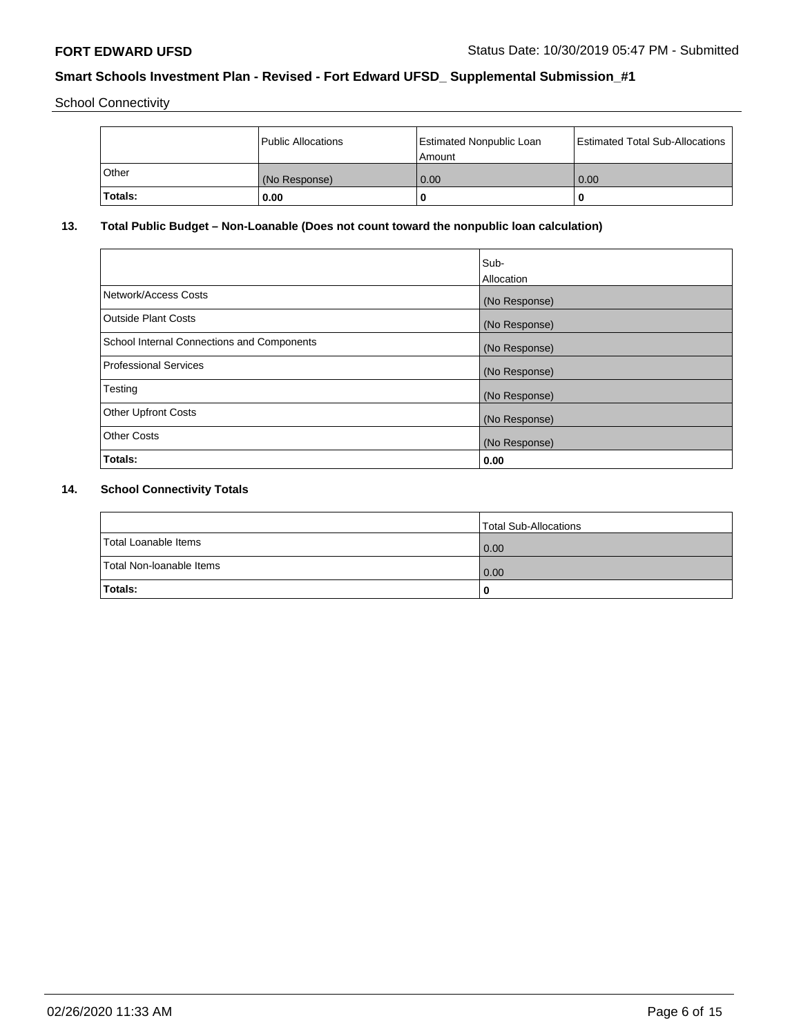School Connectivity

|  | Public Allocations | Estimated Nonpublic Loan Amount | Estimated Total Sub-Allocations |
| --- | --- | --- | --- |
| Other | (No Response) | 0.00 | 0.00 |
| **Totals:** | **0.00** | **0** | **0** |

## 13. Total Public Budget – Non-Loanable (Does not count toward the nonpublic loan calculation)

|  | Sub-Allocation |
| --- | --- |
| Network/Access Costs | (No Response) |
| Outside Plant Costs | (No Response) |
| School Internal Connections and Components | (No Response) |
| Professional Services | (No Response) |
| Testing | (No Response) |
| Other Upfront Costs | (No Response) |
| Other Costs | (No Response) |
| **Totals:** | **0.00** |

## 14. School Connectivity Totals

|  | Total Sub-Allocations |
| --- | --- |
| Total Loanable Items | 0.00 |
| Total Non-loanable Items | 0.00 |
| **Totals:** | **0** |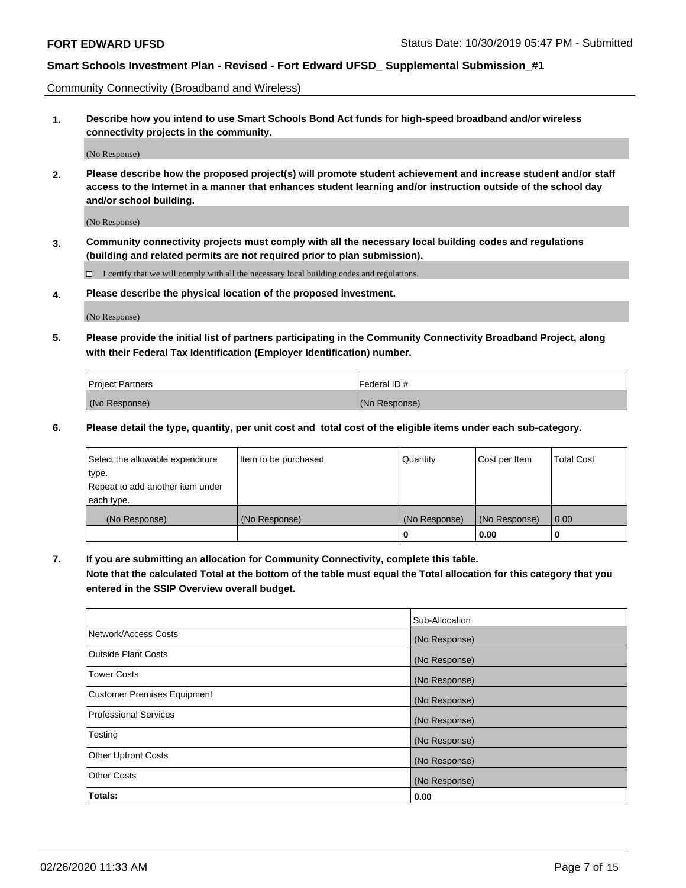Community Connectivity (Broadband and Wireless)

**1. Describe how you intend to use Smart Schools Bond Act funds for high-speed broadband and/or wireless connectivity projects in the community.**

(No Response)

**2. Please describe how the proposed project(s) will promote student achievement and increase student and/or staff access to the Internet in a manner that enhances student learning and/or instruction outside of the school day and/or school building.**

(No Response)

**3. Community connectivity projects must comply with all the necessary local building codes and regulations (building and related permits are not required prior to plan submission).**

☐ I certify that we will comply with all the necessary local building codes and regulations.

**4. Please describe the physical location of the proposed investment.**

(No Response)

**5. Please provide the initial list of partners participating in the Community Connectivity Broadband Project, along with their Federal Tax Identification (Employer Identification) number.**

| Project Partners | Federal ID # |
|---|---|
| (No Response) | (No Response) |

**6. Please detail the type, quantity, per unit cost and total cost of the eligible items under each sub-category.**

| Select the allowable expenditure type. Repeat to add another item under each type. | Item to be purchased | Quantity | Cost per Item | Total Cost |
|---|---|---|---|---|
| (No Response) | (No Response) | (No Response) | (No Response) | 0.00 |
| | | **0** | **0.00** | **0** |

**7. If you are submitting an allocation for Community Connectivity, complete this table. Note that the calculated Total at the bottom of the table must equal the Total allocation for this category that you entered in the SSIP Overview overall budget.**

| | Sub-Allocation |
|---|---|
| Network/Access Costs | (No Response) |
| Outside Plant Costs | (No Response) |
| Tower Costs | (No Response) |
| Customer Premises Equipment | (No Response) |
| Professional Services | (No Response) |
| Testing | (No Response) |
| Other Upfront Costs | (No Response) |
| Other Costs | (No Response) |
| **Totals:** | **0.00** |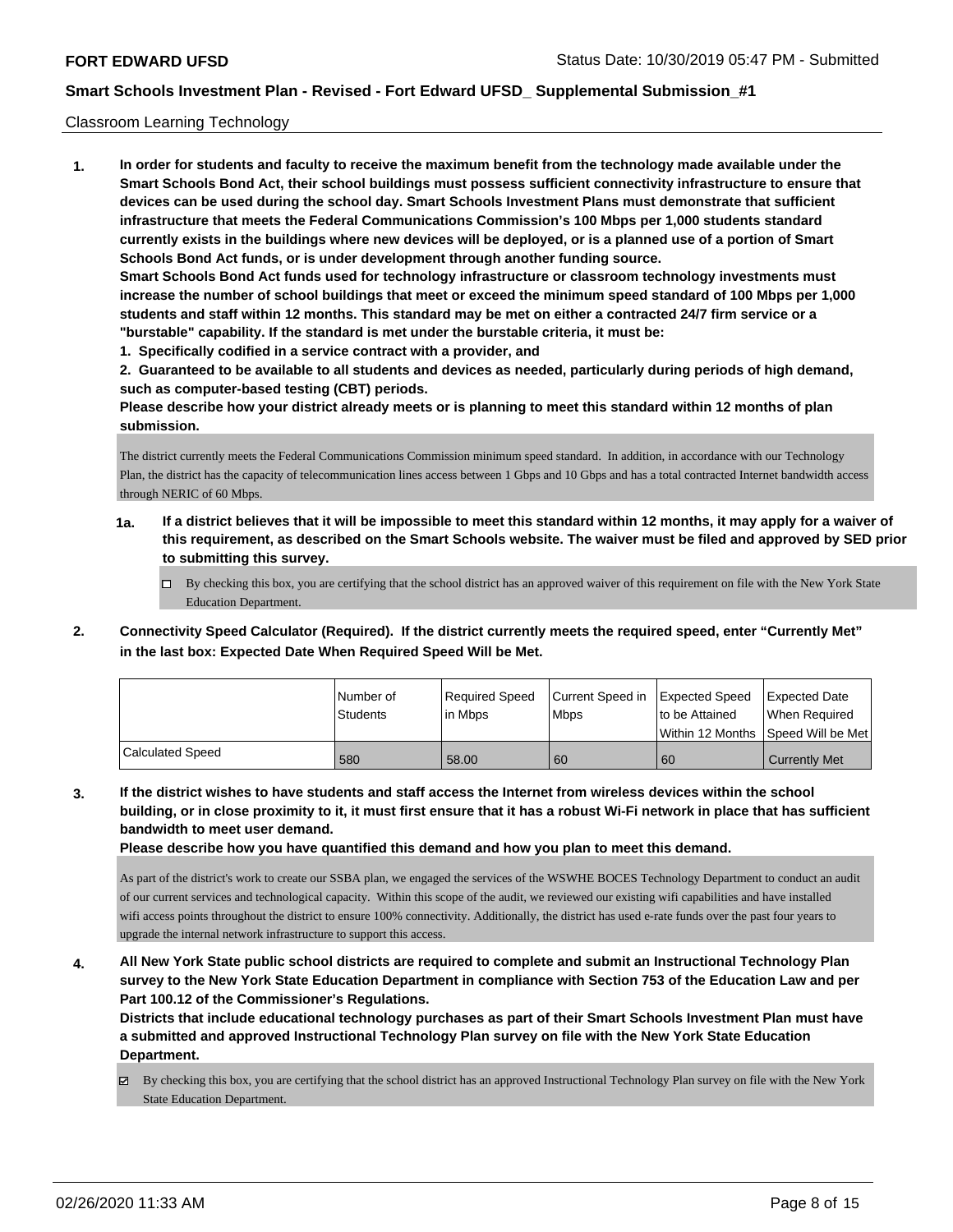Classroom Learning Technology

1. **In order for students and faculty to receive the maximum benefit from the technology made available under the Smart Schools Bond Act, their school buildings must possess sufficient connectivity infrastructure to ensure that devices can be used during the school day. Smart Schools Investment Plans must demonstrate that sufficient infrastructure that meets the Federal Communications Commission's 100 Mbps per 1,000 students standard currently exists in the buildings where new devices will be deployed, or is a planned use of a portion of Smart Schools Bond Act funds, or is under development through another funding source.**
 **Smart Schools Bond Act funds used for technology infrastructure or classroom technology investments must increase the number of school buildings that meet or exceed the minimum speed standard of 100 Mbps per 1,000 students and staff within 12 months. This standard may be met on either a contracted 24/7 firm service or a "burstable" capability. If the standard is met under the burstable criteria, it must be:**
 **1. Specifically codified in a service contract with a provider, and**
 **2. Guaranteed to be available to all students and devices as needed, particularly during periods of high demand, such as computer-based testing (CBT) periods.**
 **Please describe how your district already meets or is planning to meet this standard within 12 months of plan submission.**

 The district currently meets the Federal Communications Commission minimum speed standard. In addition, in accordance with our Technology Plan, the district has the capacity of telecommunication lines access between 1 Gbps and 10 Gbps and has a total contracted Internet bandwidth access through NERIC of 60 Mbps.

 **1a. If a district believes that it will be impossible to meet this standard within 12 months, it may apply for a waiver of this requirement, as described on the Smart Schools website. The waiver must be filed and approved by SED prior to submitting this survey.**

 ☐ By checking this box, you are certifying that the school district has an approved waiver of this requirement on file with the New York State Education Department.

2. **Connectivity Speed Calculator (Required). If the district currently meets the required speed, enter "Currently Met" in the last box: Expected Date When Required Speed Will be Met.**

| | Number of Students | Required Speed in Mbps | Current Speed in Mbps | Expected Speed to be Attained Within 12 Months | Expected Date When Required Speed Will be Met |
|---|---|---|---|---|---|
| Calculated Speed | 580 | 58.00 | 60 | 60 | Currently Met |

3. **If the district wishes to have students and staff access the Internet from wireless devices within the school building, or in close proximity to it, it must first ensure that it has a robust Wi-Fi network in place that has sufficient bandwidth to meet user demand.**
 **Please describe how you have quantified this demand and how you plan to meet this demand.**

 As part of the district's work to create our SSBA plan, we engaged the services of the WSWHE BOCES Technology Department to conduct an audit of our current services and technological capacity. Within this scope of the audit, we reviewed our existing wifi capabilities and have installed wifi access points throughout the district to ensure 100% connectivity. Additionally, the district has used e-rate funds over the past four years to upgrade the internal network infrastructure to support this access.

4. **All New York State public school districts are required to complete and submit an Instructional Technology Plan survey to the New York State Education Department in compliance with Section 753 of the Education Law and per Part 100.12 of the Commissioner's Regulations.**
 **Districts that include educational technology purchases as part of their Smart Schools Investment Plan must have a submitted and approved Instructional Technology Plan survey on file with the New York State Education Department.**

 ☑ By checking this box, you are certifying that the school district has an approved Instructional Technology Plan survey on file with the New York State Education Department.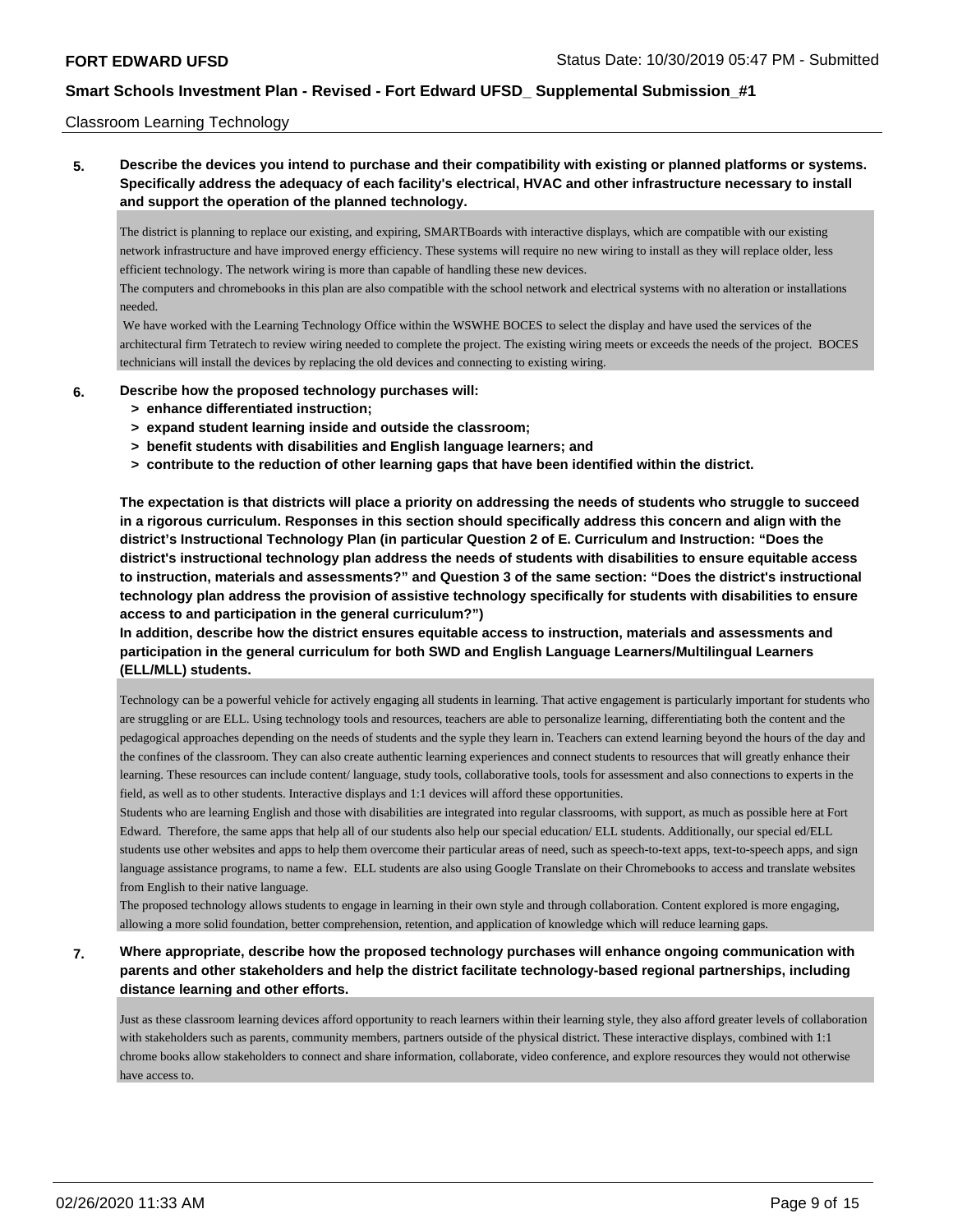## Classroom Learning Technology

**5. Describe the devices you intend to purchase and their compatibility with existing or planned platforms or systems. Specifically address the adequacy of each facility's electrical, HVAC and other infrastructure necessary to install and support the operation of the planned technology.**

The district is planning to replace our existing, and expiring, SMARTBoards with interactive displays, which are compatible with our existing network infrastructure and have improved energy efficiency. These systems will require no new wiring to install as they will replace older, less efficient technology. The network wiring is more than capable of handling these new devices.
The computers and chromebooks in this plan are also compatible with the school network and electrical systems with no alteration or installations needed.
We have worked with the Learning Technology Office within the WSWHE BOCES to select the display and have used the services of the architectural firm Tetratech to review wiring needed to complete the project. The existing wiring meets or exceeds the needs of the project. BOCES technicians will install the devices by replacing the old devices and connecting to existing wiring.

**6. Describe how the proposed technology purchases will:**
- **> enhance differentiated instruction;**
- **> expand student learning inside and outside the classroom;**
- **> benefit students with disabilities and English language learners; and**
- **> contribute to the reduction of other learning gaps that have been identified within the district.**

**The expectation is that districts will place a priority on addressing the needs of students who struggle to succeed in a rigorous curriculum. Responses in this section should specifically address this concern and align with the district's Instructional Technology Plan (in particular Question 2 of E. Curriculum and Instruction: "Does the district's instructional technology plan address the needs of students with disabilities to ensure equitable access to instruction, materials and assessments?" and Question 3 of the same section: "Does the district's instructional technology plan address the provision of assistive technology specifically for students with disabilities to ensure access to and participation in the general curriculum?")**

**In addition, describe how the district ensures equitable access to instruction, materials and assessments and participation in the general curriculum for both SWD and English Language Learners/Multilingual Learners (ELL/MLL) students.**

Technology can be a powerful vehicle for actively engaging all students in learning. That active engagement is particularly important for students who are struggling or are ELL. Using technology tools and resources, teachers are able to personalize learning, differentiating both the content and the pedagogical approaches depending on the needs of students and the syple they learn in. Teachers can extend learning beyond the hours of the day and the confines of the classroom. They can also create authentic learning experiences and connect students to resources that will greatly enhance their learning. These resources can include content/ language, study tools, collaborative tools, tools for assessment and also connections to experts in the field, as well as to other students. Interactive displays and 1:1 devices will afford these opportunities.
Students who are learning English and those with disabilities are integrated into regular classrooms, with support, as much as possible here at Fort Edward. Therefore, the same apps that help all of our students also help our special education/ ELL students. Additionally, our special ed/ELL students use other websites and apps to help them overcome their particular areas of need, such as speech-to-text apps, text-to-speech apps, and sign language assistance programs, to name a few. ELL students are also using Google Translate on their Chromebooks to access and translate websites from English to their native language.
The proposed technology allows students to engage in learning in their own style and through collaboration. Content explored is more engaging, allowing a more solid foundation, better comprehension, retention, and application of knowledge which will reduce learning gaps.

**7. Where appropriate, describe how the proposed technology purchases will enhance ongoing communication with parents and other stakeholders and help the district facilitate technology-based regional partnerships, including distance learning and other efforts.**

Just as these classroom learning devices afford opportunity to reach learners within their learning style, they also afford greater levels of collaboration with stakeholders such as parents, community members, partners outside of the physical district. These interactive displays, combined with 1:1 chrome books allow stakeholders to connect and share information, collaborate, video conference, and explore resources they would not otherwise have access to.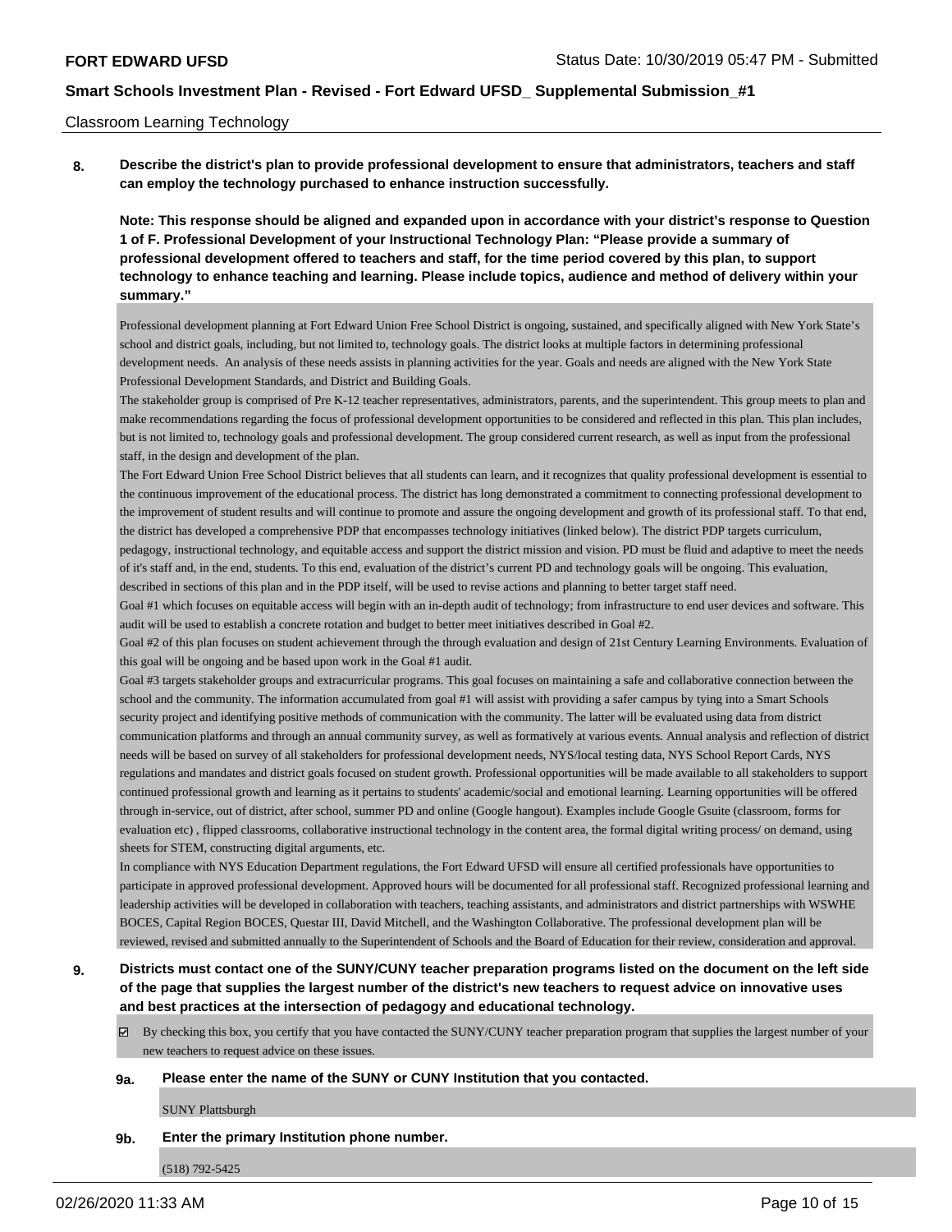Classroom Learning Technology

**8. Describe the district's plan to provide professional development to ensure that administrators, teachers and staff can employ the technology purchased to enhance instruction successfully.**

**Note: This response should be aligned and expanded upon in accordance with your district's response to Question 1 of F. Professional Development of your Instructional Technology Plan: "Please provide a summary of professional development offered to teachers and staff, for the time period covered by this plan, to support technology to enhance teaching and learning. Please include topics, audience and method of delivery within your summary."**

Professional development planning at Fort Edward Union Free School District is ongoing, sustained, and specifically aligned with New York State's school and district goals, including, but not limited to, technology goals. The district looks at multiple factors in determining professional development needs. An analysis of these needs assists in planning activities for the year. Goals and needs are aligned with the New York State Professional Development Standards, and District and Building Goals.

The stakeholder group is comprised of Pre K-12 teacher representatives, administrators, parents, and the superintendent. This group meets to plan and make recommendations regarding the focus of professional development opportunities to be considered and reflected in this plan. This plan includes, but is not limited to, technology goals and professional development. The group considered current research, as well as input from the professional staff, in the design and development of the plan.

The Fort Edward Union Free School District believes that all students can learn, and it recognizes that quality professional development is essential to the continuous improvement of the educational process. The district has long demonstrated a commitment to connecting professional development to the improvement of student results and will continue to promote and assure the ongoing development and growth of its professional staff. To that end, the district has developed a comprehensive PDP that encompasses technology initiatives (linked below). The district PDP targets curriculum, pedagogy, instructional technology, and equitable access and support the district mission and vision. PD must be fluid and adaptive to meet the needs of it's staff and, in the end, students. To this end, evaluation of the district's current PD and technology goals will be ongoing. This evaluation, described in sections of this plan and in the PDP itself, will be used to revise actions and planning to better target staff need.

Goal #1 which focuses on equitable access will begin with an in-depth audit of technology; from infrastructure to end user devices and software. This audit will be used to establish a concrete rotation and budget to better meet initiatives described in Goal #2.

Goal #2 of this plan focuses on student achievement through the through evaluation and design of 21st Century Learning Environments. Evaluation of this goal will be ongoing and be based upon work in the Goal #1 audit.

Goal #3 targets stakeholder groups and extracurricular programs. This goal focuses on maintaining a safe and collaborative connection between the school and the community. The information accumulated from goal #1 will assist with providing a safer campus by tying into a Smart Schools security project and identifying positive methods of communication with the community. The latter will be evaluated using data from district communication platforms and through an annual community survey, as well as formatively at various events. Annual analysis and reflection of district needs will be based on survey of all stakeholders for professional development needs, NYS/local testing data, NYS School Report Cards, NYS regulations and mandates and district goals focused on student growth. Professional opportunities will be made available to all stakeholders to support continued professional growth and learning as it pertains to students' academic/social and emotional learning. Learning opportunities will be offered through in-service, out of district, after school, summer PD and online (Google hangout). Examples include Google Gsuite (classroom, forms for evaluation etc) , flipped classrooms, collaborative instructional technology in the content area, the formal digital writing process/ on demand, using sheets for STEM, constructing digital arguments, etc.

In compliance with NYS Education Department regulations, the Fort Edward UFSD will ensure all certified professionals have opportunities to participate in approved professional development. Approved hours will be documented for all professional staff. Recognized professional learning and leadership activities will be developed in collaboration with teachers, teaching assistants, and administrators and district partnerships with WSWHE BOCES, Capital Region BOCES, Questar III, David Mitchell, and the Washington Collaborative. The professional development plan will be reviewed, revised and submitted annually to the Superintendent of Schools and the Board of Education for their review, consideration and approval.

**9. Districts must contact one of the SUNY/CUNY teacher preparation programs listed on the document on the left side of the page that supplies the largest number of the district's new teachers to request advice on innovative uses and best practices at the intersection of pedagogy and educational technology.**

☑ By checking this box, you certify that you have contacted the SUNY/CUNY teacher preparation program that supplies the largest number of your new teachers to request advice on these issues.

**9a. Please enter the name of the SUNY or CUNY Institution that you contacted.**

SUNY Plattsburgh

**9b. Enter the primary Institution phone number.**

(518) 792-5425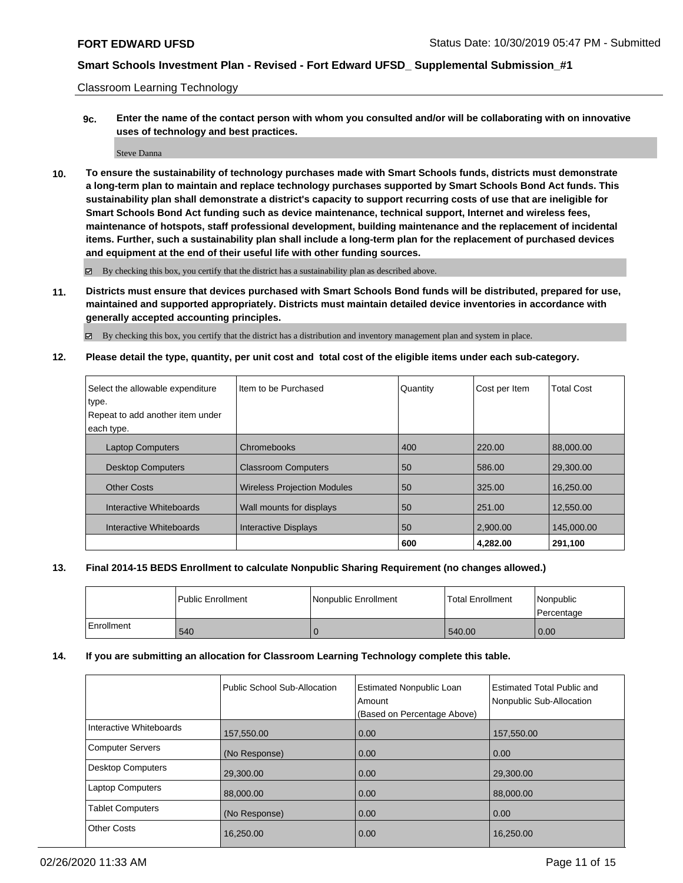Classroom Learning Technology

**9c. Enter the name of the contact person with whom you consulted and/or will be collaborating with on innovative uses of technology and best practices.**

Steve Danna

**10. To ensure the sustainability of technology purchases made with Smart Schools funds, districts must demonstrate a long-term plan to maintain and replace technology purchases supported by Smart Schools Bond Act funds. This sustainability plan shall demonstrate a district's capacity to support recurring costs of use that are ineligible for Smart Schools Bond Act funding such as device maintenance, technical support, Internet and wireless fees, maintenance of hotspots, staff professional development, building maintenance and the replacement of incidental items. Further, such a sustainability plan shall include a long-term plan for the replacement of purchased devices and equipment at the end of their useful life with other funding sources.**

☑ By checking this box, you certify that the district has a sustainability plan as described above.

**11. Districts must ensure that devices purchased with Smart Schools Bond funds will be distributed, prepared for use, maintained and supported appropriately. Districts must maintain detailed device inventories in accordance with generally accepted accounting principles.**

☑ By checking this box, you certify that the district has a distribution and inventory management plan and system in place.

**12. Please detail the type, quantity, per unit cost and total cost of the eligible items under each sub-category.**

| Select the allowable expenditure type. Repeat to add another item under each type. | Item to be Purchased | Quantity | Cost per Item | Total Cost |
|---|---|---|---|---|
| Laptop Computers | Chromebooks | 400 | 220.00 | 88,000.00 |
| Desktop Computers | Classroom Computers | 50 | 586.00 | 29,300.00 |
| Other Costs | Wireless Projection Modules | 50 | 325.00 | 16,250.00 |
| Interactive Whiteboards | Wall mounts for displays | 50 | 251.00 | 12,550.00 |
| Interactive Whiteboards | Interactive Displays | 50 | 2,900.00 | 145,000.00 |
| | | **600** | **4,282.00** | **291,100** |

**13. Final 2014-15 BEDS Enrollment to calculate Nonpublic Sharing Requirement (no changes allowed.)**

| | Public Enrollment | Nonpublic Enrollment | Total Enrollment | Nonpublic Percentage |
|---|---|---|---|---|
| Enrollment | 540 | 0 | 540.00 | 0.00 |

**14. If you are submitting an allocation for Classroom Learning Technology complete this table.**

| | Public School Sub-Allocation | Estimated Nonpublic Loan Amount (Based on Percentage Above) | Estimated Total Public and Nonpublic Sub-Allocation |
|---|---|---|---|
| Interactive Whiteboards | 157,550.00 | 0.00 | 157,550.00 |
| Computer Servers | (No Response) | 0.00 | 0.00 |
| Desktop Computers | 29,300.00 | 0.00 | 29,300.00 |
| Laptop Computers | 88,000.00 | 0.00 | 88,000.00 |
| Tablet Computers | (No Response) | 0.00 | 0.00 |
| Other Costs | 16,250.00 | 0.00 | 16,250.00 |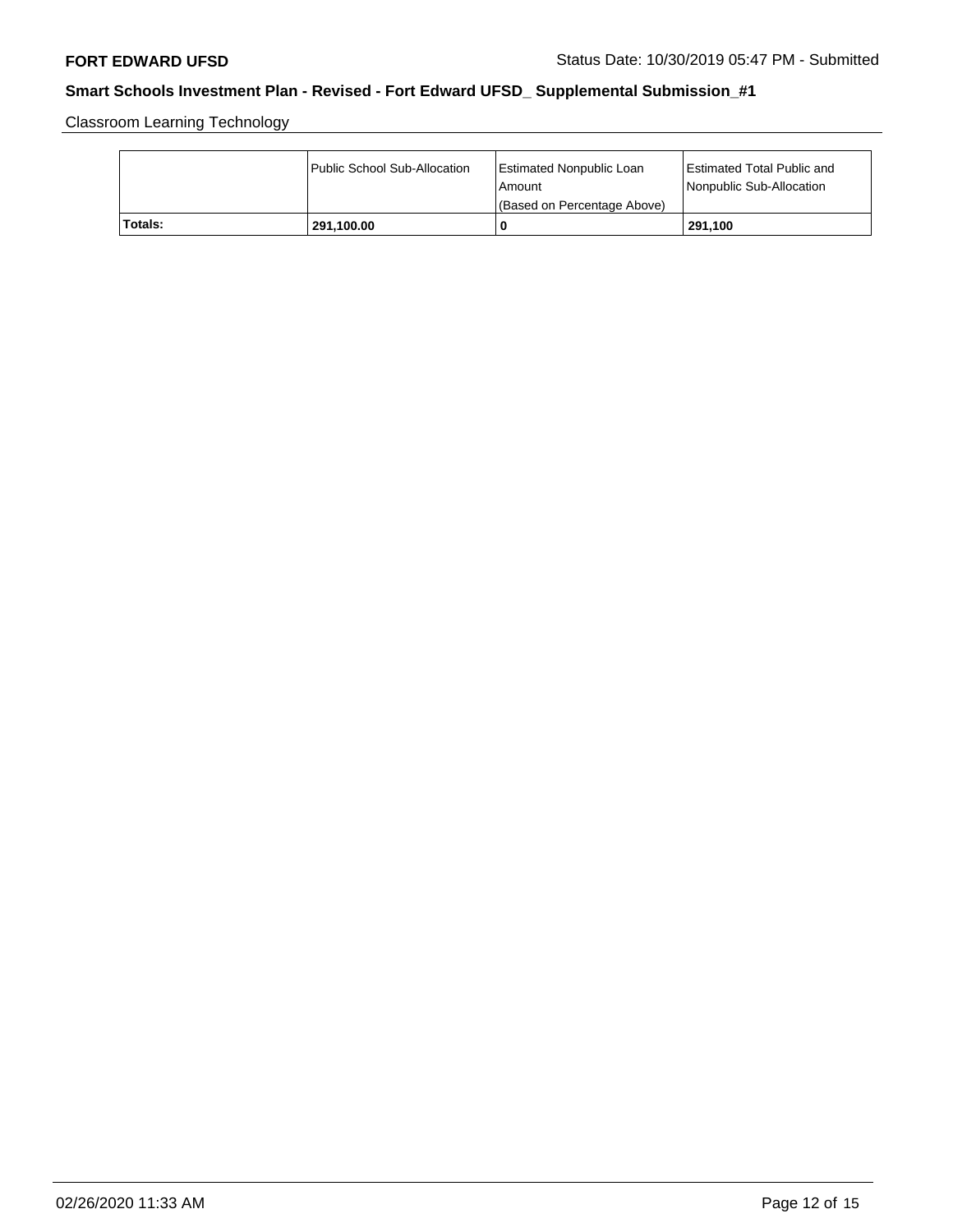Classroom Learning Technology

| | Public School Sub-Allocation | Estimated Nonpublic Loan Amount (Based on Percentage Above) | Estimated Total Public and Nonpublic Sub-Allocation |
|---|---|---|---|
| **Totals:** | **291,100.00** | **0** | **291,100** |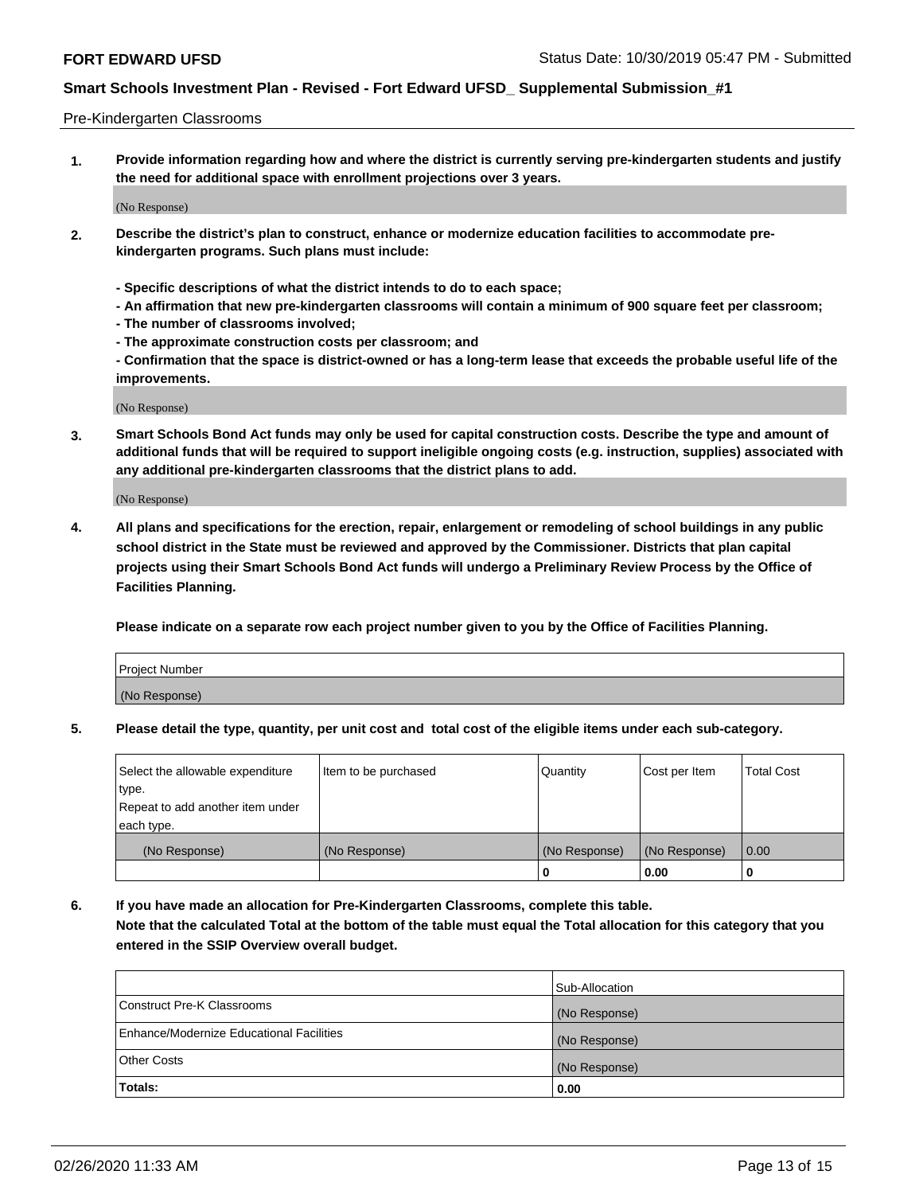Pre-Kindergarten Classrooms

**1. Provide information regarding how and where the district is currently serving pre-kindergarten students and justify the need for additional space with enrollment projections over 3 years.**

(No Response)

**2. Describe the district's plan to construct, enhance or modernize education facilities to accommodate pre-kindergarten programs. Such plans must include:**

**- Specific descriptions of what the district intends to do to each space;**
**- An affirmation that new pre-kindergarten classrooms will contain a minimum of 900 square feet per classroom;**
**- The number of classrooms involved;**
**- The approximate construction costs per classroom; and**
**- Confirmation that the space is district-owned or has a long-term lease that exceeds the probable useful life of the improvements.**

(No Response)

**3. Smart Schools Bond Act funds may only be used for capital construction costs. Describe the type and amount of additional funds that will be required to support ineligible ongoing costs (e.g. instruction, supplies) associated with any additional pre-kindergarten classrooms that the district plans to add.**

(No Response)

**4. All plans and specifications for the erection, repair, enlargement or remodeling of school buildings in any public school district in the State must be reviewed and approved by the Commissioner. Districts that plan capital projects using their Smart Schools Bond Act funds will undergo a Preliminary Review Process by the Office of Facilities Planning.**

**Please indicate on a separate row each project number given to you by the Office of Facilities Planning.**

| Project Number |
| --- |
| (No Response) |

**5. Please detail the type, quantity, per unit cost and total cost of the eligible items under each sub-category.**

| Select the allowable expenditure type. Repeat to add another item under each type. | Item to be purchased | Quantity | Cost per Item | Total Cost |
| --- | --- | --- | --- | --- |
| (No Response) | (No Response) | (No Response) | (No Response) | 0.00 |
| | | 0 | 0.00 | 0 |

**6. If you have made an allocation for Pre-Kindergarten Classrooms, complete this table.**
**Note that the calculated Total at the bottom of the table must equal the Total allocation for this category that you entered in the SSIP Overview overall budget.**

| | Sub-Allocation |
| --- | --- |
| Construct Pre-K Classrooms | (No Response) |
| Enhance/Modernize Educational Facilities | (No Response) |
| Other Costs | (No Response) |
| **Totals:** | **0.00** |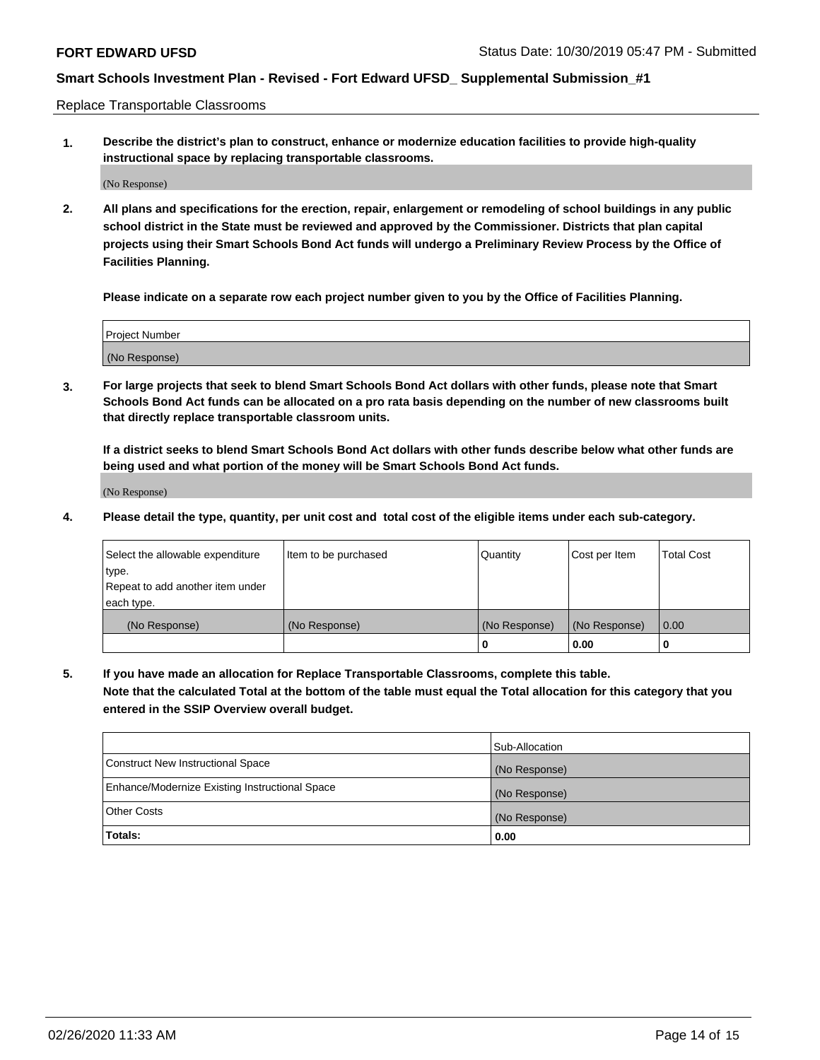Replace Transportable Classrooms

**1. Describe the district's plan to construct, enhance or modernize education facilities to provide high-quality instructional space by replacing transportable classrooms.**

(No Response)

**2. All plans and specifications for the erection, repair, enlargement or remodeling of school buildings in any public school district in the State must be reviewed and approved by the Commissioner. Districts that plan capital projects using their Smart Schools Bond Act funds will undergo a Preliminary Review Process by the Office of Facilities Planning.**

**Please indicate on a separate row each project number given to you by the Office of Facilities Planning.**

| Project Number |
| --- |
| (No Response) |

**3. For large projects that seek to blend Smart Schools Bond Act dollars with other funds, please note that Smart Schools Bond Act funds can be allocated on a pro rata basis depending on the number of new classrooms built that directly replace transportable classroom units.**

**If a district seeks to blend Smart Schools Bond Act dollars with other funds describe below what other funds are being used and what portion of the money will be Smart Schools Bond Act funds.**

(No Response)

**4. Please detail the type, quantity, per unit cost and total cost of the eligible items under each sub-category.**

| Select the allowable expenditure type. Repeat to add another item under each type. | Item to be purchased | Quantity | Cost per Item | Total Cost |
| --- | --- | --- | --- | --- |
| (No Response) | (No Response) | (No Response) | (No Response) | 0.00 |
| | | 0 | 0.00 | 0 |

**5. If you have made an allocation for Replace Transportable Classrooms, complete this table. Note that the calculated Total at the bottom of the table must equal the Total allocation for this category that you entered in the SSIP Overview overall budget.**

| | Sub-Allocation |
| --- | --- |
| Construct New Instructional Space | (No Response) |
| Enhance/Modernize Existing Instructional Space | (No Response) |
| Other Costs | (No Response) |
| **Totals:** | **0.00** |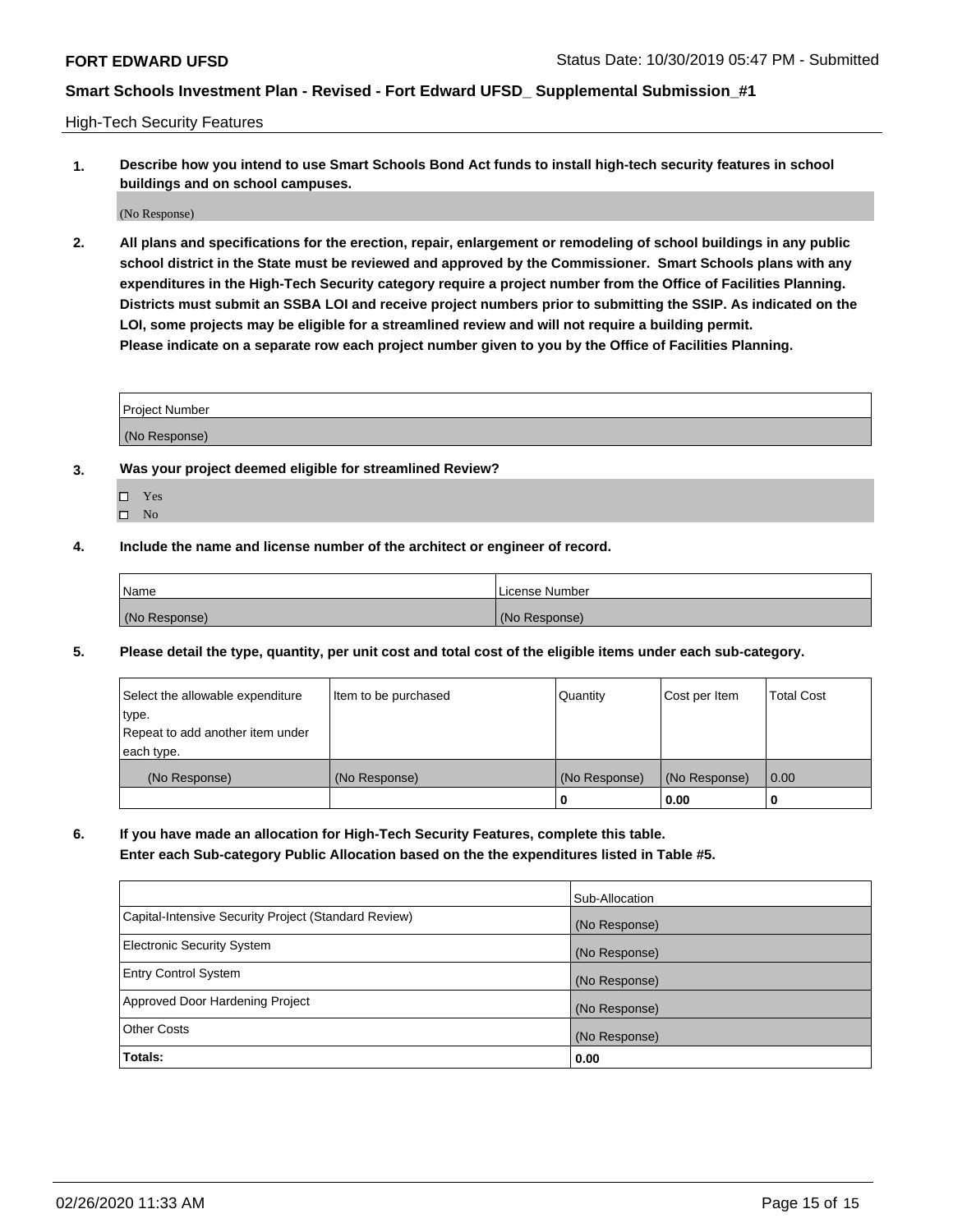High-Tech Security Features

**1. Describe how you intend to use Smart Schools Bond Act funds to install high-tech security features in school buildings and on school campuses.**

(No Response)

**2. All plans and specifications for the erection, repair, enlargement or remodeling of school buildings in any public school district in the State must be reviewed and approved by the Commissioner. Smart Schools plans with any expenditures in the High-Tech Security category require a project number from the Office of Facilities Planning. Districts must submit an SSBA LOI and receive project numbers prior to submitting the SSIP. As indicated on the LOI, some projects may be eligible for a streamlined review and will not require a building permit. Please indicate on a separate row each project number given to you by the Office of Facilities Planning.**

| Project Number |
|---|
| (No Response) |

**3. Was your project deemed eligible for streamlined Review?**

- ☐ Yes
- ☐ No

**4. Include the name and license number of the architect or engineer of record.**

| Name | License Number |
|---|---|
| (No Response) | (No Response) |

**5. Please detail the type, quantity, per unit cost and total cost of the eligible items under each sub-category.**

| Select the allowable expenditure type. Repeat to add another item under each type. | Item to be purchased | Quantity | Cost per Item | Total Cost |
|---|---|---|---|---|
| (No Response) | (No Response) | (No Response) | (No Response) | 0.00 |
| | | 0 | 0.00 | 0 |

**6. If you have made an allocation for High-Tech Security Features, complete this table. Enter each Sub-category Public Allocation based on the the expenditures listed in Table #5.**

| | Sub-Allocation |
|---|---|
| Capital-Intensive Security Project (Standard Review) | (No Response) |
| Electronic Security System | (No Response) |
| Entry Control System | (No Response) |
| Approved Door Hardening Project | (No Response) |
| Other Costs | (No Response) |
| **Totals:** | **0.00** |